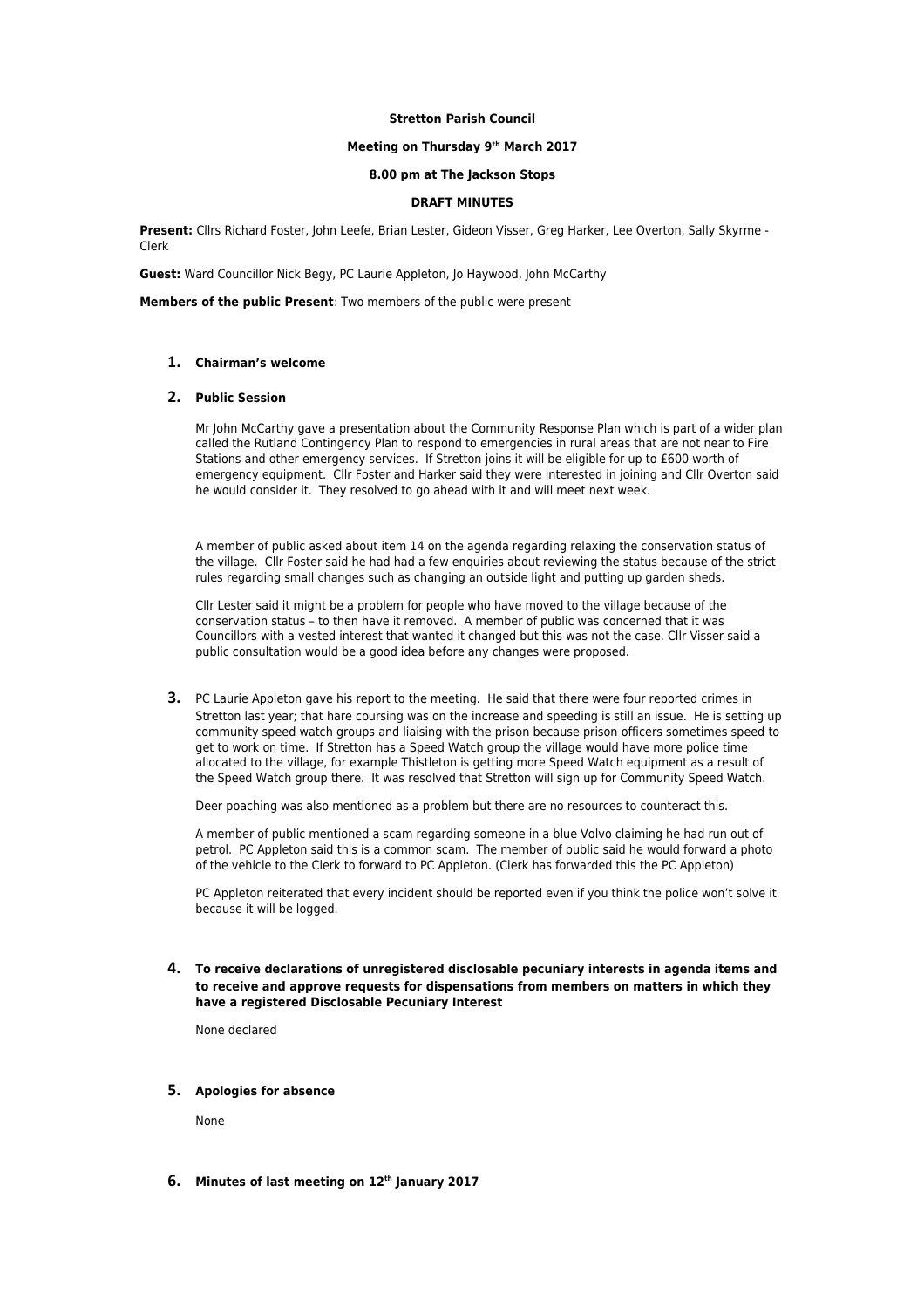**Stretton Parish Council**

**Meeting on Thursday 9th March 2017**

**8.00 pm at The Jackson Stops**

**DRAFT MINUTES**

**Present:** Cllrs Richard Foster, John Leefe, Brian Lester, Gideon Visser, Greg Harker, Lee Overton, Sally Skyrme - Clerk

**Guest:** Ward Councillor Nick Begy, PC Laurie Appleton, Jo Haywood, John McCarthy

**Members of the public Present**: Two members of the public were present

1. **Chairman's welcome**

2. **Public Session**

   Mr John McCarthy gave a presentation about the Community Response Plan which is part of a wider plan called the Rutland Contingency Plan to respond to emergencies in rural areas that are not near to Fire Stations and other emergency services. If Stretton joins it will be eligible for up to £600 worth of emergency equipment. Cllr Foster and Harker said they were interested in joining and Cllr Overton said he would consider it. They resolved to go ahead with it and will meet next week.

   A member of public asked about item 14 on the agenda regarding relaxing the conservation status of the village. Cllr Foster said he had had a few enquiries about reviewing the status because of the strict rules regarding small changes such as changing an outside light and putting up garden sheds.

   Cllr Lester said it might be a problem for people who have moved to the village because of the conservation status – to then have it removed. A member of public was concerned that it was Councillors with a vested interest that wanted it changed but this was not the case. Cllr Visser said a public consultation would be a good idea before any changes were proposed.

3. PC Laurie Appleton gave his report to the meeting. He said that there were four reported crimes in Stretton last year; that hare coursing was on the increase and speeding is still an issue. He is setting up community speed watch groups and liaising with the prison because prison officers sometimes speed to get to work on time. If Stretton has a Speed Watch group the village would have more police time allocated to the village, for example Thistleton is getting more Speed Watch equipment as a result of the Speed Watch group there. It was resolved that Stretton will sign up for Community Speed Watch.

   Deer poaching was also mentioned as a problem but there are no resources to counteract this.

   A member of public mentioned a scam regarding someone in a blue Volvo claiming he had run out of petrol. PC Appleton said this is a common scam. The member of public said he would forward a photo of the vehicle to the Clerk to forward to PC Appleton. (Clerk has forwarded this the PC Appleton)

   PC Appleton reiterated that every incident should be reported even if you think the police won't solve it because it will be logged.

4. **To receive declarations of unregistered disclosable pecuniary interests in agenda items and to receive and approve requests for dispensations from members on matters in which they have a registered Disclosable Pecuniary Interest**

   None declared

5. **Apologies for absence**

   None

6. **Minutes of last meeting on 12th January 2017**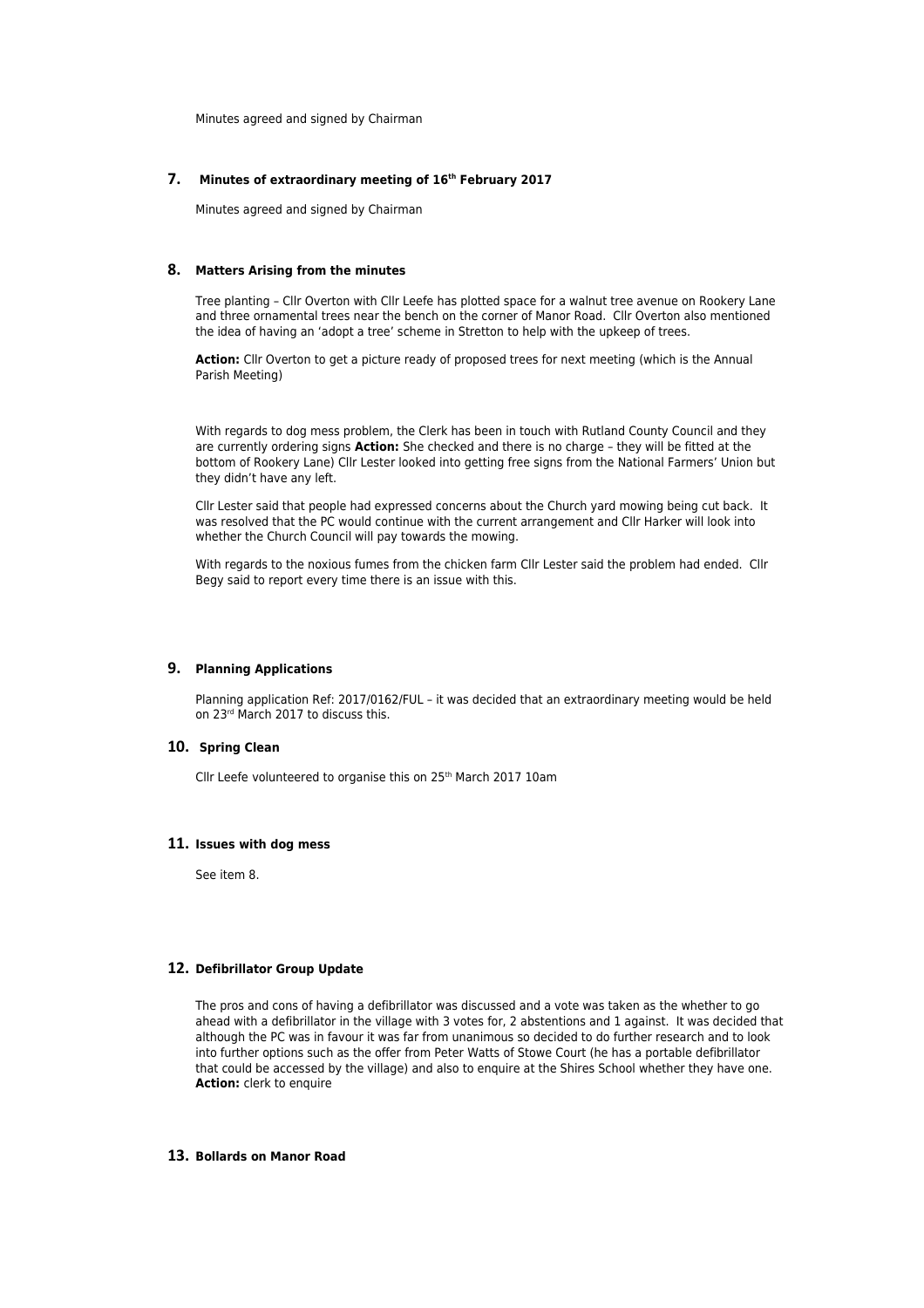Minutes agreed and signed by Chairman

## 7. Minutes of extraordinary meeting of 16th February 2017

Minutes agreed and signed by Chairman

## 8. Matters Arising from the minutes

Tree planting – Cllr Overton with Cllr Leefe has plotted space for a walnut tree avenue on Rookery Lane and three ornamental trees near the bench on the corner of Manor Road. Cllr Overton also mentioned the idea of having an 'adopt a tree' scheme in Stretton to help with the upkeep of trees.

**Action:** Cllr Overton to get a picture ready of proposed trees for next meeting (which is the Annual Parish Meeting)

With regards to dog mess problem, the Clerk has been in touch with Rutland County Council and they are currently ordering signs **Action:** She checked and there is no charge – they will be fitted at the bottom of Rookery Lane) Cllr Lester looked into getting free signs from the National Farmers' Union but they didn't have any left.

Cllr Lester said that people had expressed concerns about the Church yard mowing being cut back. It was resolved that the PC would continue with the current arrangement and Cllr Harker will look into whether the Church Council will pay towards the mowing.

With regards to the noxious fumes from the chicken farm Cllr Lester said the problem had ended. Cllr Begy said to report every time there is an issue with this.

## 9. Planning Applications

Planning application Ref: 2017/0162/FUL – it was decided that an extraordinary meeting would be held on 23rd March 2017 to discuss this.

## 10. Spring Clean

Cllr Leefe volunteered to organise this on 25th March 2017 10am

## 11. Issues with dog mess

See item 8.

## 12. Defibrillator Group Update

The pros and cons of having a defibrillator was discussed and a vote was taken as the whether to go ahead with a defibrillator in the village with 3 votes for, 2 abstentions and 1 against. It was decided that although the PC was in favour it was far from unanimous so decided to do further research and to look into further options such as the offer from Peter Watts of Stowe Court (he has a portable defibrillator that could be accessed by the village) and also to enquire at the Shires School whether they have one. **Action:** clerk to enquire

## 13. Bollards on Manor Road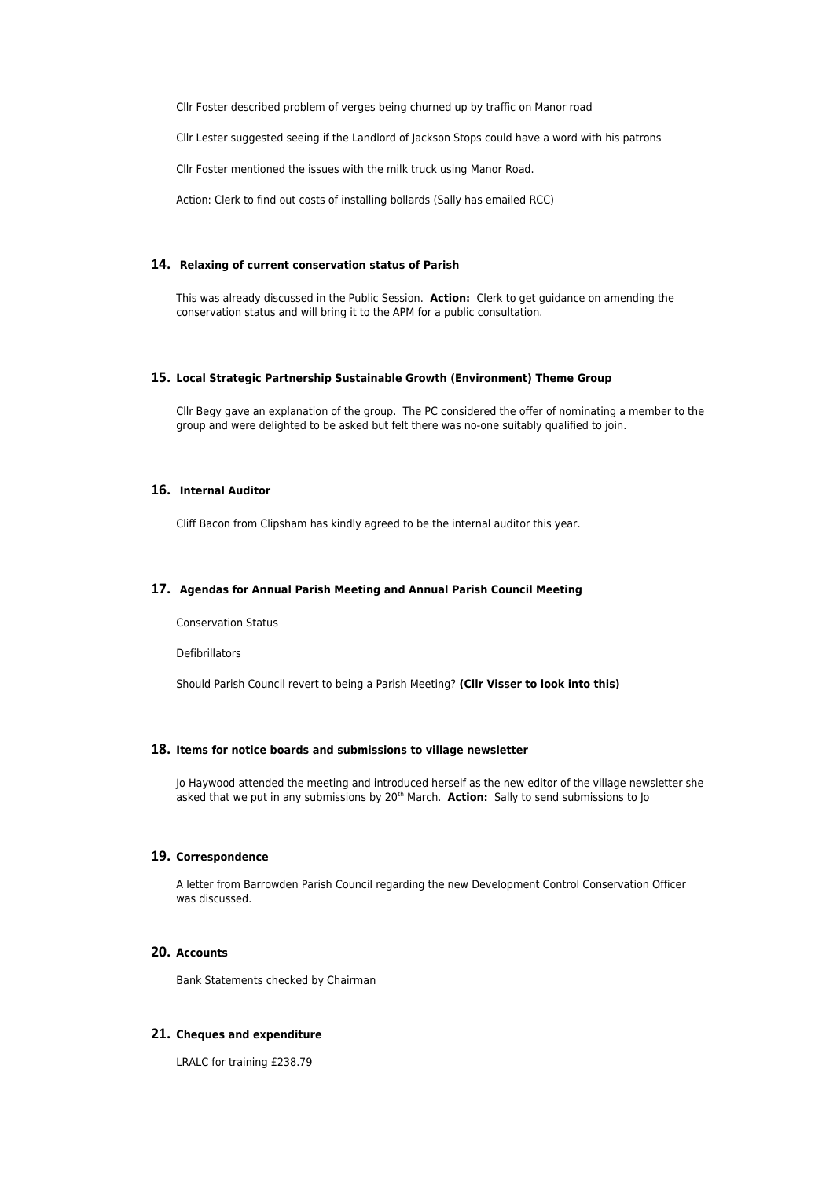Cllr Foster described problem of verges being churned up by traffic on Manor road

Cllr Lester suggested seeing if the Landlord of Jackson Stops could have a word with his patrons

Cllr Foster mentioned the issues with the milk truck using Manor Road.

Action: Clerk to find out costs of installing bollards (Sally has emailed RCC)

## 14. Relaxing of current conservation status of Parish

This was already discussed in the Public Session. **Action:** Clerk to get guidance on amending the conservation status and will bring it to the APM for a public consultation.

## 15. Local Strategic Partnership Sustainable Growth (Environment) Theme Group

Cllr Begy gave an explanation of the group. The PC considered the offer of nominating a member to the group and were delighted to be asked but felt there was no-one suitably qualified to join.

## 16. Internal Auditor

Cliff Bacon from Clipsham has kindly agreed to be the internal auditor this year.

## 17. Agendas for Annual Parish Meeting and Annual Parish Council Meeting

Conservation Status

Defibrillators

Should Parish Council revert to being a Parish Meeting? **(Cllr Visser to look into this)**

## 18. Items for notice boards and submissions to village newsletter

Jo Haywood attended the meeting and introduced herself as the new editor of the village newsletter she asked that we put in any submissions by 20th March. **Action:** Sally to send submissions to Jo

## 19. Correspondence

A letter from Barrowden Parish Council regarding the new Development Control Conservation Officer was discussed.

## 20. Accounts

Bank Statements checked by Chairman

## 21. Cheques and expenditure

LRALC for training £238.79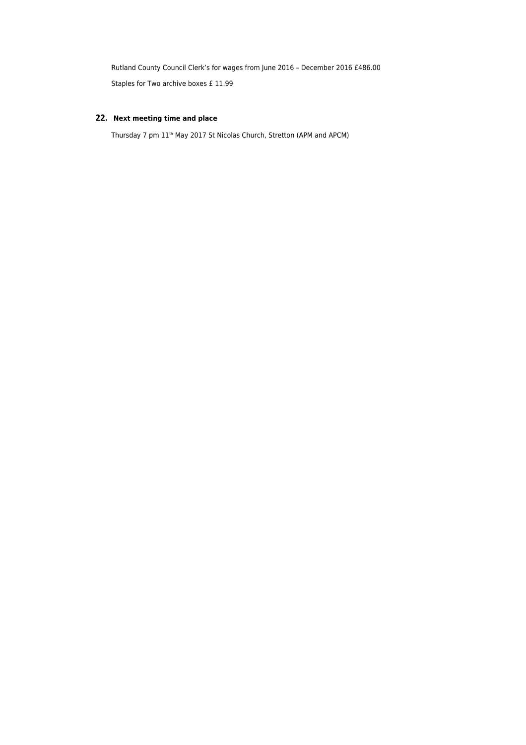Rutland County Council Clerk's for wages from June 2016 – December 2016 £486.00

Staples for Two archive boxes £ 11.99

## 22. Next meeting time and place

Thursday 7 pm 11th May 2017 St Nicolas Church, Stretton (APM and APCM)